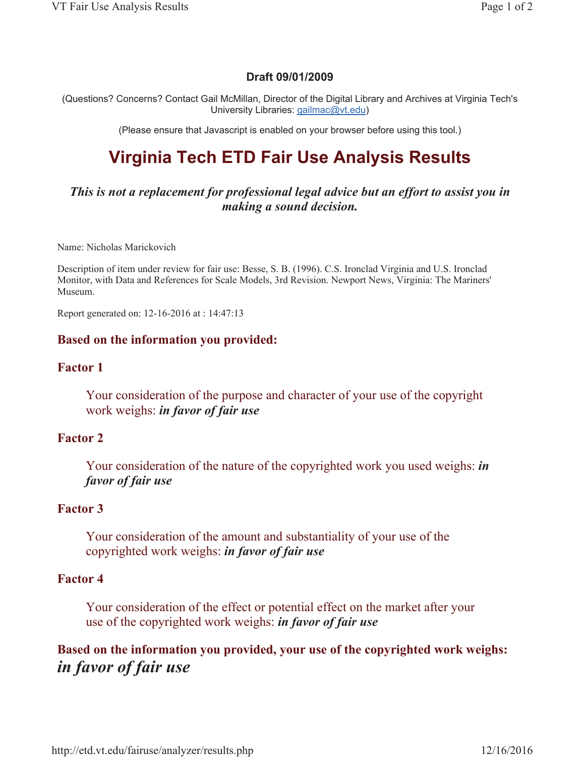**Draft 09/01/2009**

(Questions? Concerns? Contact Gail McMillan, Director of the Digital Library and Archives at Virginia Tech's University Libraries: gailmac@vt.edu)

(Please ensure that Javascript is enabled on your browser before using this tool.)

# Virginia Tech ETD Fair Use Analysis Results

***This is not a replacement for professional legal advice but an effort to assist you in making a sound decision.***

Name: Nicholas Marickovich

Description of item under review for fair use: Besse, S. B. (1996). C.S. Ironclad Virginia and U.S. Ironclad Monitor, with Data and References for Scale Models, 3rd Revision. Newport News, Virginia: The Mariners' Museum.

Report generated on: 12-16-2016 at : 14:47:13

## Based on the information you provided:

### Factor 1

Your consideration of the purpose and character of your use of the copyright work weighs: ***in favor of fair use***

### Factor 2

Your consideration of the nature of the copyrighted work you used weighs: ***in favor of fair use***

### Factor 3

Your consideration of the amount and substantiality of your use of the copyrighted work weighs: ***in favor of fair use***

### Factor 4

Your consideration of the effect or potential effect on the market after your use of the copyrighted work weighs: ***in favor of fair use***

## Based on the information you provided, your use of the copyrighted work weighs: *in favor of fair use*